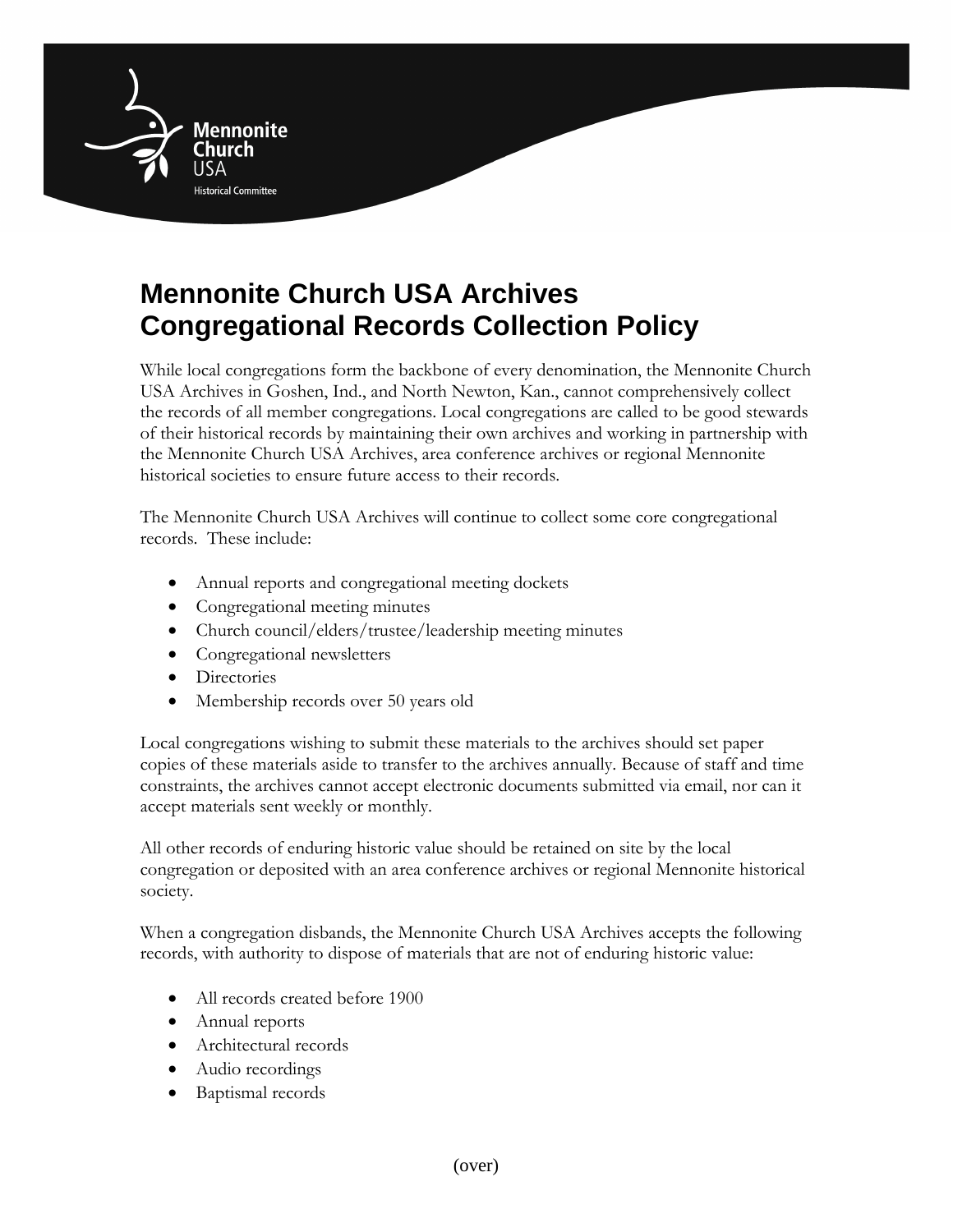Mennonite Church USA

Historical Committee

# Mennonite Church USA Archives Congregational Records Collection Policy

While local congregations form the backbone of every denomination, the Mennonite Church USA Archives in Goshen, Ind., and North Newton, Kan., cannot comprehensively collect the records of all member congregations. Local congregations are called to be good stewards of their historical records by maintaining their own archives and working in partnership with the Mennonite Church USA Archives, area conference archives or regional Mennonite historical societies to ensure future access to their records.

The Mennonite Church USA Archives will continue to collect some core congregational records. These include:

- Annual reports and congregational meeting dockets
- Congregational meeting minutes
- Church council/elders/trustee/leadership meeting minutes
- Congregational newsletters
- Directories
- Membership records over 50 years old

Local congregations wishing to submit these materials to the archives should set paper copies of these materials aside to transfer to the archives annually. Because of staff and time constraints, the archives cannot accept electronic documents submitted via email, nor can it accept materials sent weekly or monthly.

All other records of enduring historic value should be retained on site by the local congregation or deposited with an area conference archives or regional Mennonite historical society.

When a congregation disbands, the Mennonite Church USA Archives accepts the following records, with authority to dispose of materials that are not of enduring historic value:

- All records created before 1900
- Annual reports
- Architectural records
- Audio recordings
- Baptismal records

(over)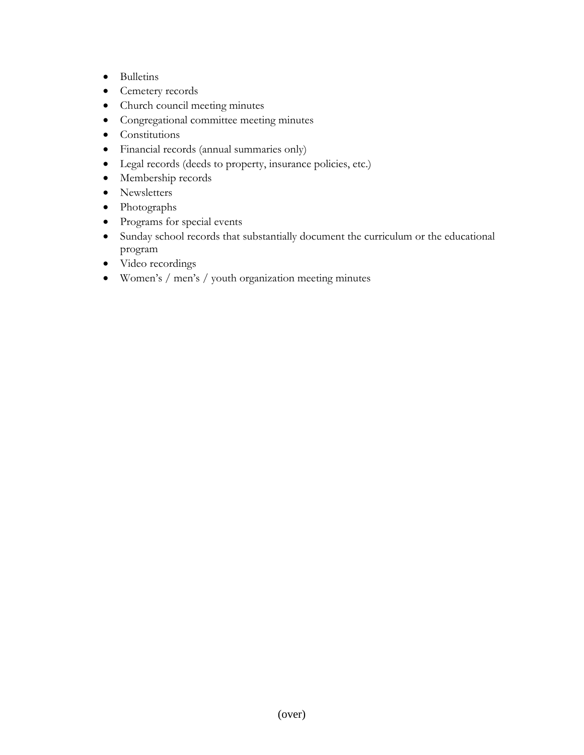- Bulletins
- Cemetery records
- Church council meeting minutes
- Congregational committee meeting minutes
- Constitutions
- Financial records (annual summaries only)
- Legal records (deeds to property, insurance policies, etc.)
- Membership records
- Newsletters
- Photographs
- Programs for special events
- Sunday school records that substantially document the curriculum or the educational program
- Video recordings
- Women's / men's / youth organization meeting minutes

(over)